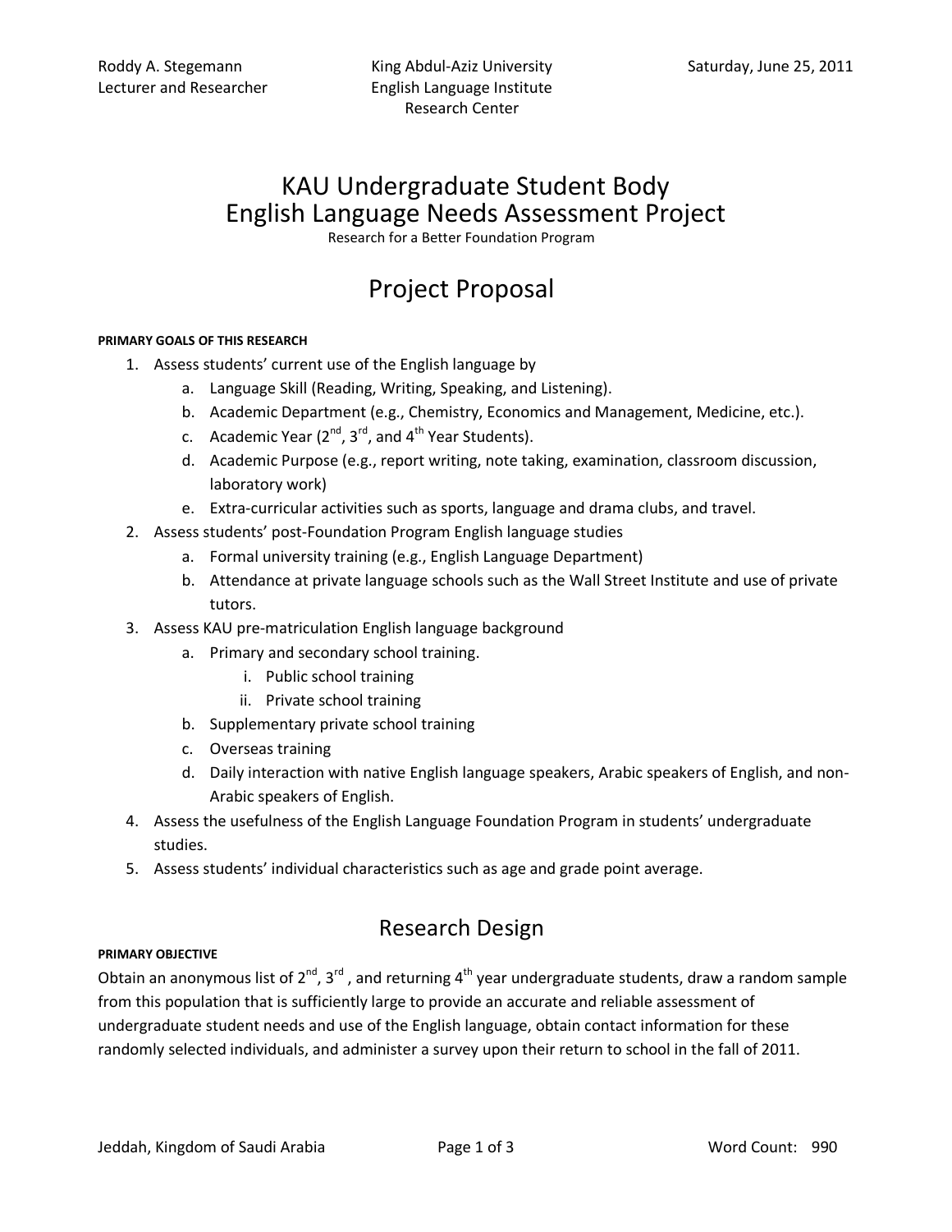Roddy A. Stegemann
Lecturer and Researcher

King Abdul-Aziz University
English Language Institute
Research Center

Saturday, June 25, 2011

# KAU Undergraduate Student Body English Language Needs Assessment Project

Research for a Better Foundation Program

# Project Proposal

**PRIMARY GOALS OF THIS RESEARCH**

1. Assess students' current use of the English language by
   a. Language Skill (Reading, Writing, Speaking, and Listening).
   b. Academic Department (e.g., Chemistry, Economics and Management, Medicine, etc.).
   c. Academic Year (2nd, 3rd, and 4th Year Students).
   d. Academic Purpose (e.g., report writing, note taking, examination, classroom discussion, laboratory work)
   e. Extra-curricular activities such as sports, language and drama clubs, and travel.
2. Assess students' post-Foundation Program English language studies
   a. Formal university training (e.g., English Language Department)
   b. Attendance at private language schools such as the Wall Street Institute and use of private tutors.
3. Assess KAU pre-matriculation English language background
   a. Primary and secondary school training.
      i. Public school training
      ii. Private school training
   b. Supplementary private school training
   c. Overseas training
   d. Daily interaction with native English language speakers, Arabic speakers of English, and non-Arabic speakers of English.
4. Assess the usefulness of the English Language Foundation Program in students' undergraduate studies.
5. Assess students' individual characteristics such as age and grade point average.

## Research Design

**PRIMARY OBJECTIVE**

Obtain an anonymous list of 2nd, 3rd, and returning 4th year undergraduate students, draw a random sample from this population that is sufficiently large to provide an accurate and reliable assessment of undergraduate student needs and use of the English language, obtain contact information for these randomly selected individuals, and administer a survey upon their return to school in the fall of 2011.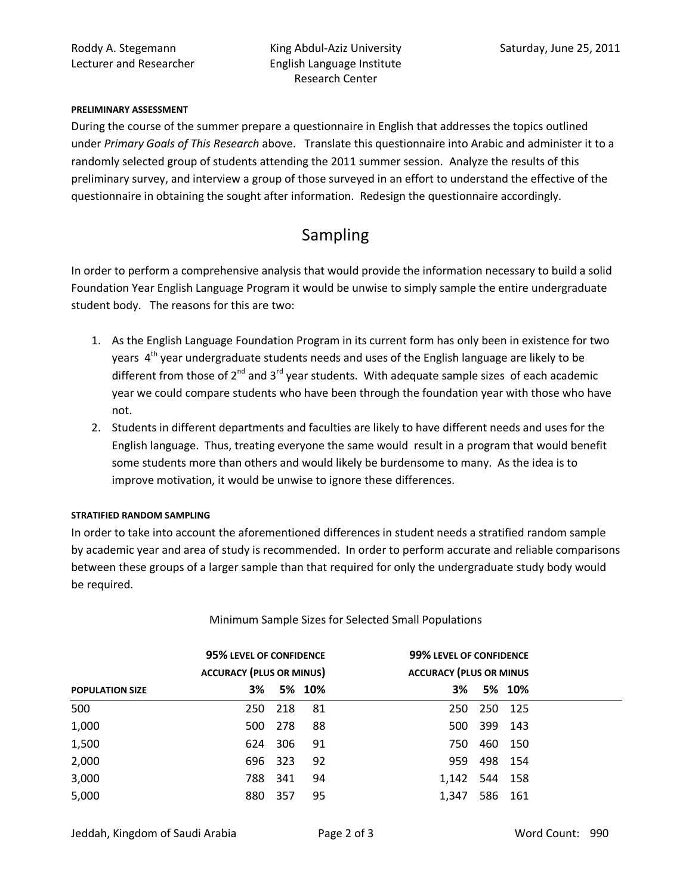#### PRELIMINARY ASSESSMENT

During the course of the summer prepare a questionnaire in English that addresses the topics outlined under *Primary Goals of This Research* above. Translate this questionnaire into Arabic and administer it to a randomly selected group of students attending the 2011 summer session. Analyze the results of this preliminary survey, and interview a group of those surveyed in an effort to understand the effective of the questionnaire in obtaining the sought after information. Redesign the questionnaire accordingly.

## Sampling

In order to perform a comprehensive analysis that would provide the information necessary to build a solid Foundation Year English Language Program it would be unwise to simply sample the entire undergraduate student body. The reasons for this are two:

1. As the English Language Foundation Program in its current form has only been in existence for two years 4th year undergraduate students needs and uses of the English language are likely to be different from those of 2nd and 3rd year students. With adequate sample sizes of each academic year we could compare students who have been through the foundation year with those who have not.
2. Students in different departments and faculties are likely to have different needs and uses for the English language. Thus, treating everyone the same would result in a program that would benefit some students more than others and would likely be burdensome to many. As the idea is to improve motivation, it would be unwise to ignore these differences.

#### STRATIFIED RANDOM SAMPLING

In order to take into account the aforementioned differences in student needs a stratified random sample by academic year and area of study is recommended. In order to perform accurate and reliable comparisons between these groups of a larger sample than that required for only the undergraduate study body would be required.

Minimum Sample Sizes for Selected Small Populations

| | 95% LEVEL OF CONFIDENCE ACCURACY (PLUS OR MINUS) | | | 99% LEVEL OF CONFIDENCE ACCURACY (PLUS OR MINUS | | |
|---|---|---|---|---|---|---|
| POPULATION SIZE | 3% | 5% | 10% | 3% | 5% | 10% |
| 500 | 250 | 218 | 81 | 250 | 250 | 125 |
| 1,000 | 500 | 278 | 88 | 500 | 399 | 143 |
| 1,500 | 624 | 306 | 91 | 750 | 460 | 150 |
| 2,000 | 696 | 323 | 92 | 959 | 498 | 154 |
| 3,000 | 788 | 341 | 94 | 1,142 | 544 | 158 |
| 5,000 | 880 | 357 | 95 | 1,347 | 586 | 161 |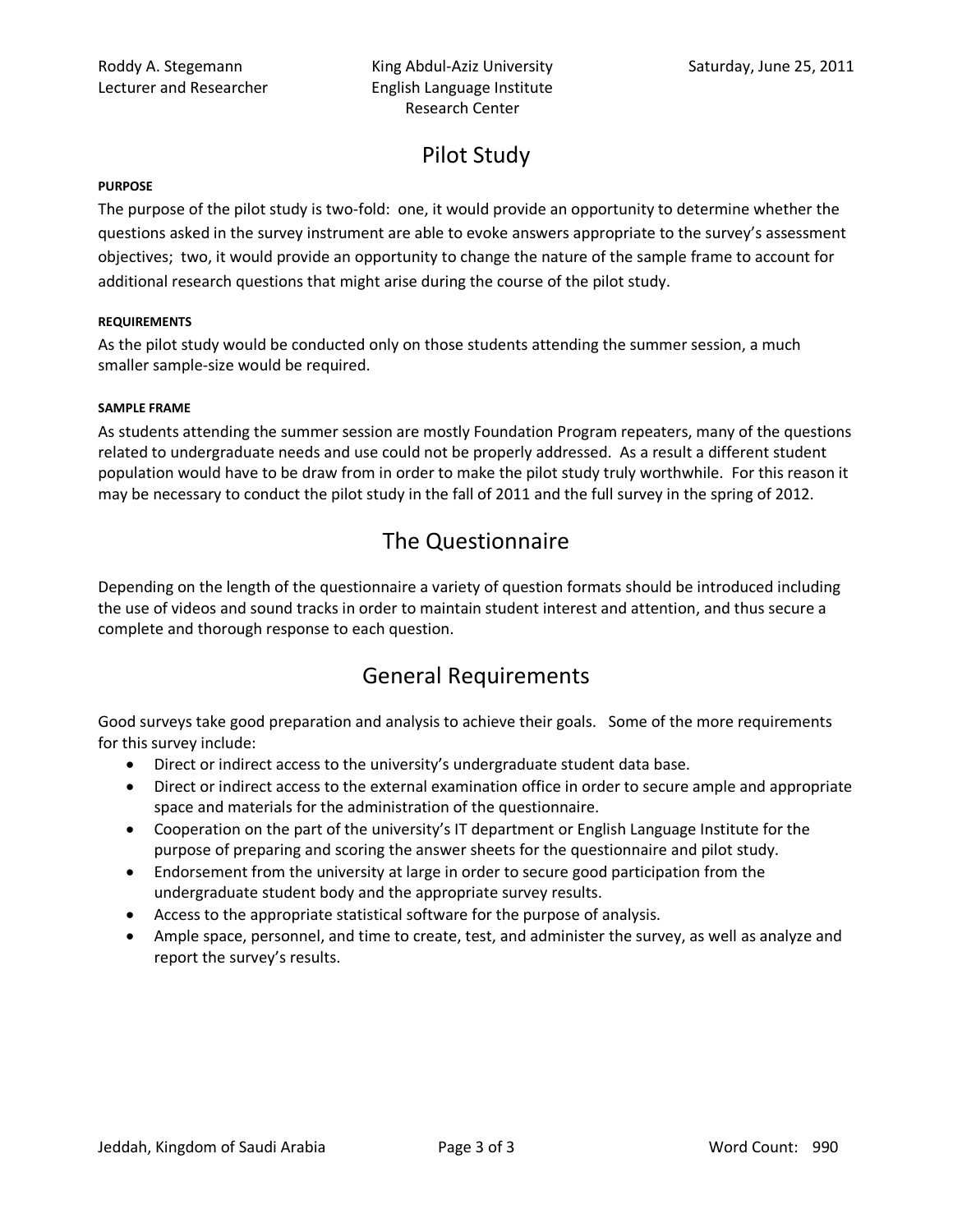## Pilot Study

#### PURPOSE

The purpose of the pilot study is two-fold: one, it would provide an opportunity to determine whether the questions asked in the survey instrument are able to evoke answers appropriate to the survey's assessment objectives; two, it would provide an opportunity to change the nature of the sample frame to account for additional research questions that might arise during the course of the pilot study.

#### REQUIREMENTS

As the pilot study would be conducted only on those students attending the summer session, a much smaller sample-size would be required.

#### SAMPLE FRAME

As students attending the summer session are mostly Foundation Program repeaters, many of the questions related to undergraduate needs and use could not be properly addressed. As a result a different student population would have to be draw from in order to make the pilot study truly worthwhile. For this reason it may be necessary to conduct the pilot study in the fall of 2011 and the full survey in the spring of 2012.

## The Questionnaire

Depending on the length of the questionnaire a variety of question formats should be introduced including the use of videos and sound tracks in order to maintain student interest and attention, and thus secure a complete and thorough response to each question.

## General Requirements

Good surveys take good preparation and analysis to achieve their goals. Some of the more requirements for this survey include:

- Direct or indirect access to the university's undergraduate student data base.
- Direct or indirect access to the external examination office in order to secure ample and appropriate space and materials for the administration of the questionnaire.
- Cooperation on the part of the university's IT department or English Language Institute for the purpose of preparing and scoring the answer sheets for the questionnaire and pilot study.
- Endorsement from the university at large in order to secure good participation from the undergraduate student body and the appropriate survey results.
- Access to the appropriate statistical software for the purpose of analysis.
- Ample space, personnel, and time to create, test, and administer the survey, as well as analyze and report the survey's results.